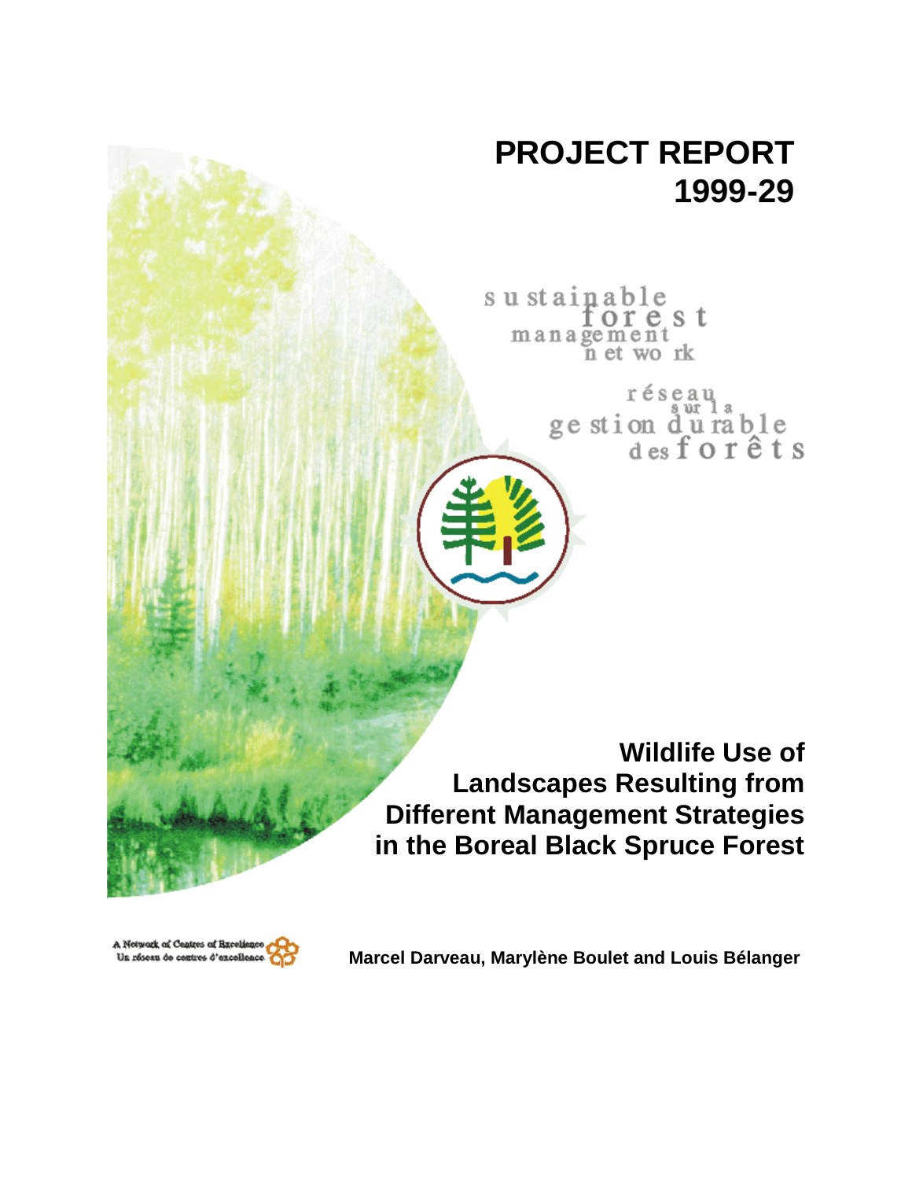# PROJECT REPORT 1999-29

sustainable forest management network

réseau sur la gestion durable des forêts

## Wildlife Use of Landscapes Resulting from Different Management Strategies in the Boreal Black Spruce Forest

A Network of Centres of Excellence
Un réseau de centres d'excellence

**Marcel Darveau, Marylène Boulet and Louis Bélanger**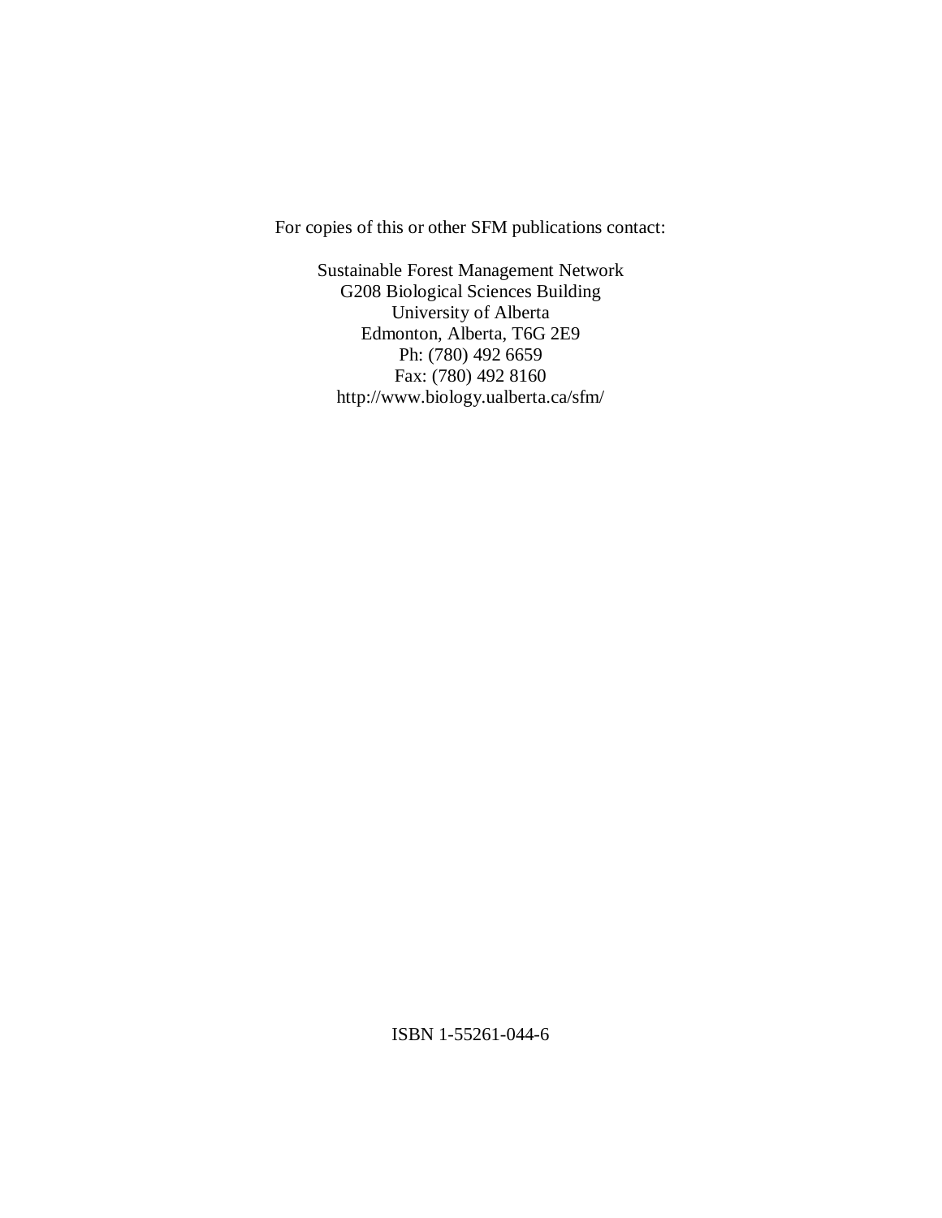For copies of this or other SFM publications contact:

Sustainable Forest Management Network  
G208 Biological Sciences Building  
University of Alberta  
Edmonton, Alberta, T6G 2E9  
Ph: (780) 492 6659  
Fax: (780) 492 8160  
http://www.biology.ualberta.ca/sfm/

ISBN 1-55261-044-6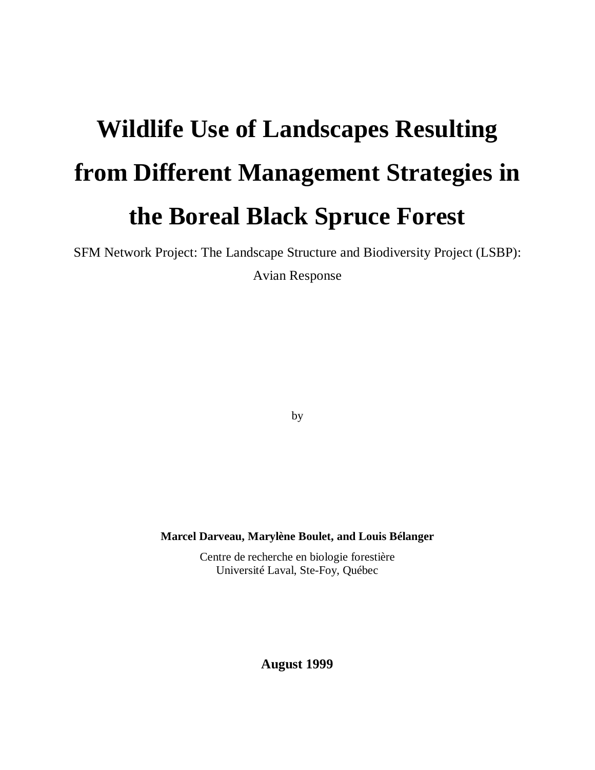# Wildlife Use of Landscapes Resulting from Different Management Strategies in the Boreal Black Spruce Forest

SFM Network Project: The Landscape Structure and Biodiversity Project (LSBP): Avian Response

by

**Marcel Darveau, Marylène Boulet, and Louis Bélanger**

Centre de recherche en biologie forestière
Université Laval, Ste-Foy, Québec

**August 1999**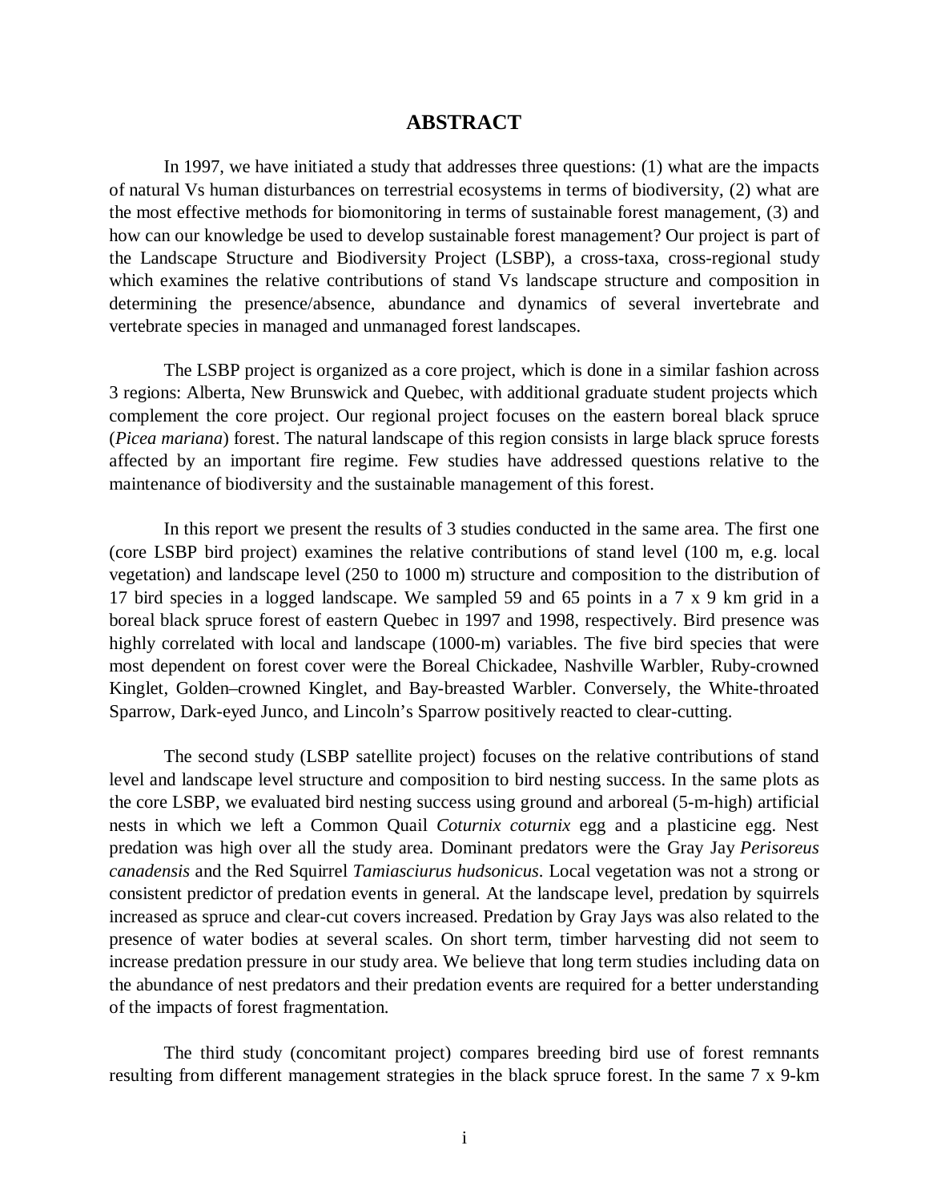# ABSTRACT

In 1997, we have initiated a study that addresses three questions: (1) what are the impacts of natural Vs human disturbances on terrestrial ecosystems in terms of biodiversity, (2) what are the most effective methods for biomonitoring in terms of sustainable forest management, (3) and how can our knowledge be used to develop sustainable forest management? Our project is part of the Landscape Structure and Biodiversity Project (LSBP), a cross-taxa, cross-regional study which examines the relative contributions of stand Vs landscape structure and composition in determining the presence/absence, abundance and dynamics of several invertebrate and vertebrate species in managed and unmanaged forest landscapes.

The LSBP project is organized as a core project, which is done in a similar fashion across 3 regions: Alberta, New Brunswick and Quebec, with additional graduate student projects which complement the core project. Our regional project focuses on the eastern boreal black spruce (*Picea mariana*) forest. The natural landscape of this region consists in large black spruce forests affected by an important fire regime. Few studies have addressed questions relative to the maintenance of biodiversity and the sustainable management of this forest.

In this report we present the results of 3 studies conducted in the same area. The first one (core LSBP bird project) examines the relative contributions of stand level (100 m, e.g. local vegetation) and landscape level (250 to 1000 m) structure and composition to the distribution of 17 bird species in a logged landscape. We sampled 59 and 65 points in a 7 x 9 km grid in a boreal black spruce forest of eastern Quebec in 1997 and 1998, respectively. Bird presence was highly correlated with local and landscape (1000-m) variables. The five bird species that were most dependent on forest cover were the Boreal Chickadee, Nashville Warbler, Ruby-crowned Kinglet, Golden–crowned Kinglet, and Bay-breasted Warbler. Conversely, the White-throated Sparrow, Dark-eyed Junco, and Lincoln's Sparrow positively reacted to clear-cutting.

The second study (LSBP satellite project) focuses on the relative contributions of stand level and landscape level structure and composition to bird nesting success. In the same plots as the core LSBP, we evaluated bird nesting success using ground and arboreal (5-m-high) artificial nests in which we left a Common Quail *Coturnix coturnix* egg and a plasticine egg. Nest predation was high over all the study area. Dominant predators were the Gray Jay *Perisoreus canadensis* and the Red Squirrel *Tamiasciurus hudsonicus*. Local vegetation was not a strong or consistent predictor of predation events in general. At the landscape level, predation by squirrels increased as spruce and clear-cut covers increased. Predation by Gray Jays was also related to the presence of water bodies at several scales. On short term, timber harvesting did not seem to increase predation pressure in our study area. We believe that long term studies including data on the abundance of nest predators and their predation events are required for a better understanding of the impacts of forest fragmentation.

The third study (concomitant project) compares breeding bird use of forest remnants resulting from different management strategies in the black spruce forest. In the same 7 x 9-km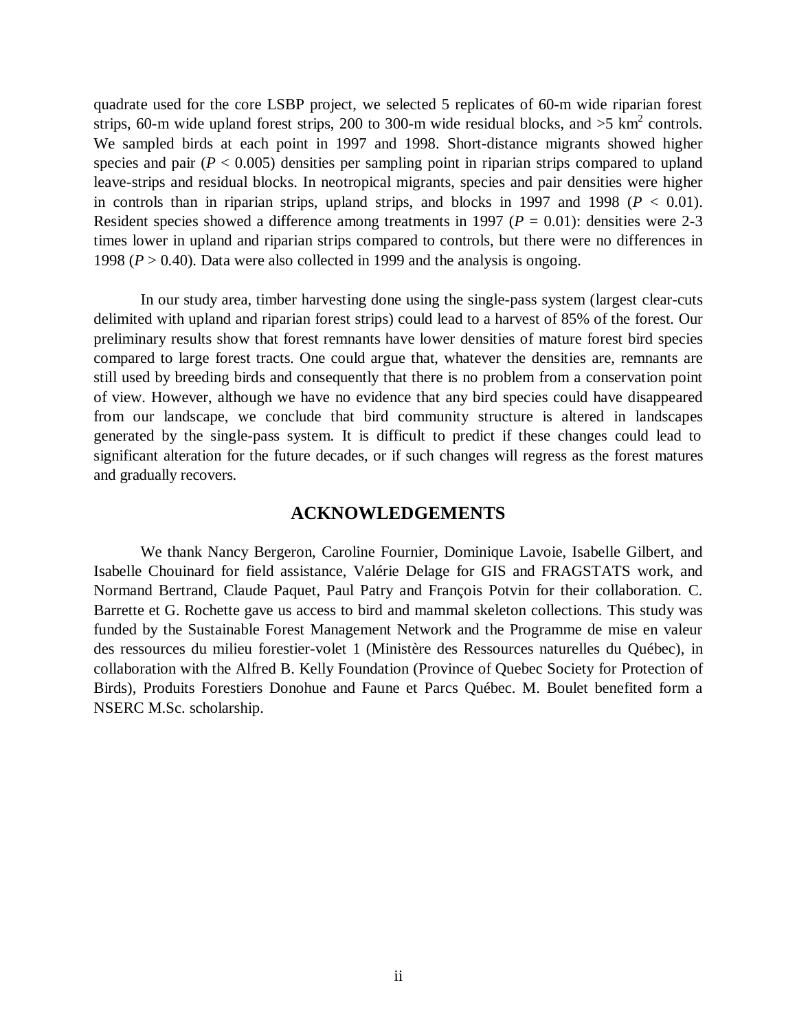quadrate used for the core LSBP project, we selected 5 replicates of 60-m wide riparian forest strips, 60-m wide upland forest strips, 200 to 300-m wide residual blocks, and >5 $km^2$ controls. We sampled birds at each point in 1997 and 1998. Short-distance migrants showed higher species and pair ($P < 0.005$) densities per sampling point in riparian strips compared to upland leave-strips and residual blocks. In neotropical migrants, species and pair densities were higher in controls than in riparian strips, upland strips, and blocks in 1997 and 1998 ($P < 0.01$). Resident species showed a difference among treatments in 1997 ($P = 0.01$): densities were 2-3 times lower in upland and riparian strips compared to controls, but there were no differences in 1998 ($P > 0.40$). Data were also collected in 1999 and the analysis is ongoing.

In our study area, timber harvesting done using the single-pass system (largest clear-cuts delimited with upland and riparian forest strips) could lead to a harvest of 85% of the forest. Our preliminary results show that forest remnants have lower densities of mature forest bird species compared to large forest tracts. One could argue that, whatever the densities are, remnants are still used by breeding birds and consequently that there is no problem from a conservation point of view. However, although we have no evidence that any bird species could have disappeared from our landscape, we conclude that bird community structure is altered in landscapes generated by the single-pass system. It is difficult to predict if these changes could lead to significant alteration for the future decades, or if such changes will regress as the forest matures and gradually recovers.

## ACKNOWLEDGEMENTS

We thank Nancy Bergeron, Caroline Fournier, Dominique Lavoie, Isabelle Gilbert, and Isabelle Chouinard for field assistance, Valérie Delage for GIS and FRAGSTATS work, and Normand Bertrand, Claude Paquet, Paul Patry and François Potvin for their collaboration. C. Barrette et G. Rochette gave us access to bird and mammal skeleton collections. This study was funded by the Sustainable Forest Management Network and the Programme de mise en valeur des ressources du milieu forestier-volet 1 (Ministère des Ressources naturelles du Québec), in collaboration with the Alfred B. Kelly Foundation (Province of Quebec Society for Protection of Birds), Produits Forestiers Donohue and Faune et Parcs Québec. M. Boulet benefited form a NSERC M.Sc. scholarship.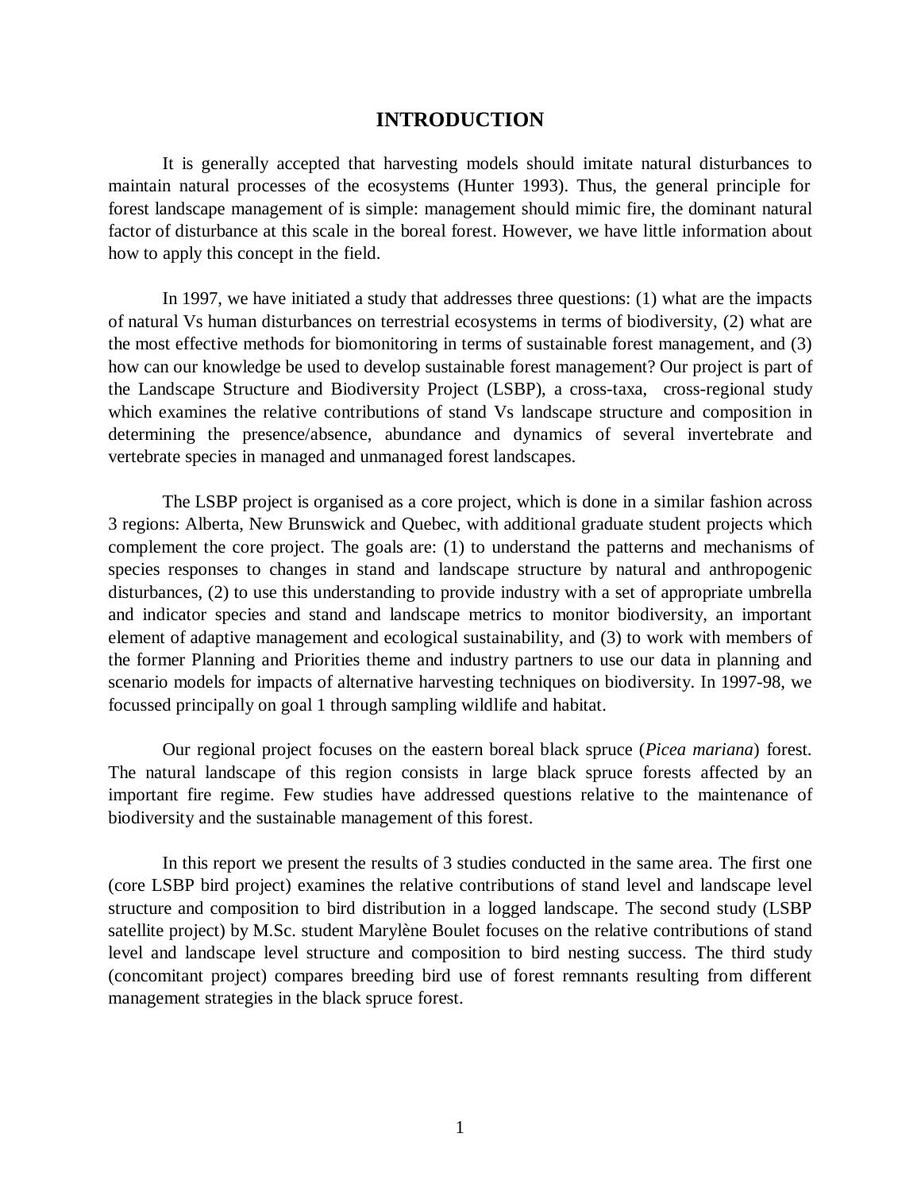# INTRODUCTION

It is generally accepted that harvesting models should imitate natural disturbances to maintain natural processes of the ecosystems (Hunter 1993). Thus, the general principle for forest landscape management of is simple: management should mimic fire, the dominant natural factor of disturbance at this scale in the boreal forest. However, we have little information about how to apply this concept in the field.

In 1997, we have initiated a study that addresses three questions: (1) what are the impacts of natural Vs human disturbances on terrestrial ecosystems in terms of biodiversity, (2) what are the most effective methods for biomonitoring in terms of sustainable forest management, and (3) how can our knowledge be used to develop sustainable forest management? Our project is part of the Landscape Structure and Biodiversity Project (LSBP), a cross-taxa, cross-regional study which examines the relative contributions of stand Vs landscape structure and composition in determining the presence/absence, abundance and dynamics of several invertebrate and vertebrate species in managed and unmanaged forest landscapes.

The LSBP project is organised as a core project, which is done in a similar fashion across 3 regions: Alberta, New Brunswick and Quebec, with additional graduate student projects which complement the core project. The goals are: (1) to understand the patterns and mechanisms of species responses to changes in stand and landscape structure by natural and anthropogenic disturbances, (2) to use this understanding to provide industry with a set of appropriate umbrella and indicator species and stand and landscape metrics to monitor biodiversity, an important element of adaptive management and ecological sustainability, and (3) to work with members of the former Planning and Priorities theme and industry partners to use our data in planning and scenario models for impacts of alternative harvesting techniques on biodiversity. In 1997-98, we focussed principally on goal 1 through sampling wildlife and habitat.

Our regional project focuses on the eastern boreal black spruce (*Picea mariana*) forest. The natural landscape of this region consists in large black spruce forests affected by an important fire regime. Few studies have addressed questions relative to the maintenance of biodiversity and the sustainable management of this forest.

In this report we present the results of 3 studies conducted in the same area. The first one (core LSBP bird project) examines the relative contributions of stand level and landscape level structure and composition to bird distribution in a logged landscape. The second study (LSBP satellite project) by M.Sc. student Marylène Boulet focuses on the relative contributions of stand level and landscape level structure and composition to bird nesting success. The third study (concomitant project) compares breeding bird use of forest remnants resulting from different management strategies in the black spruce forest.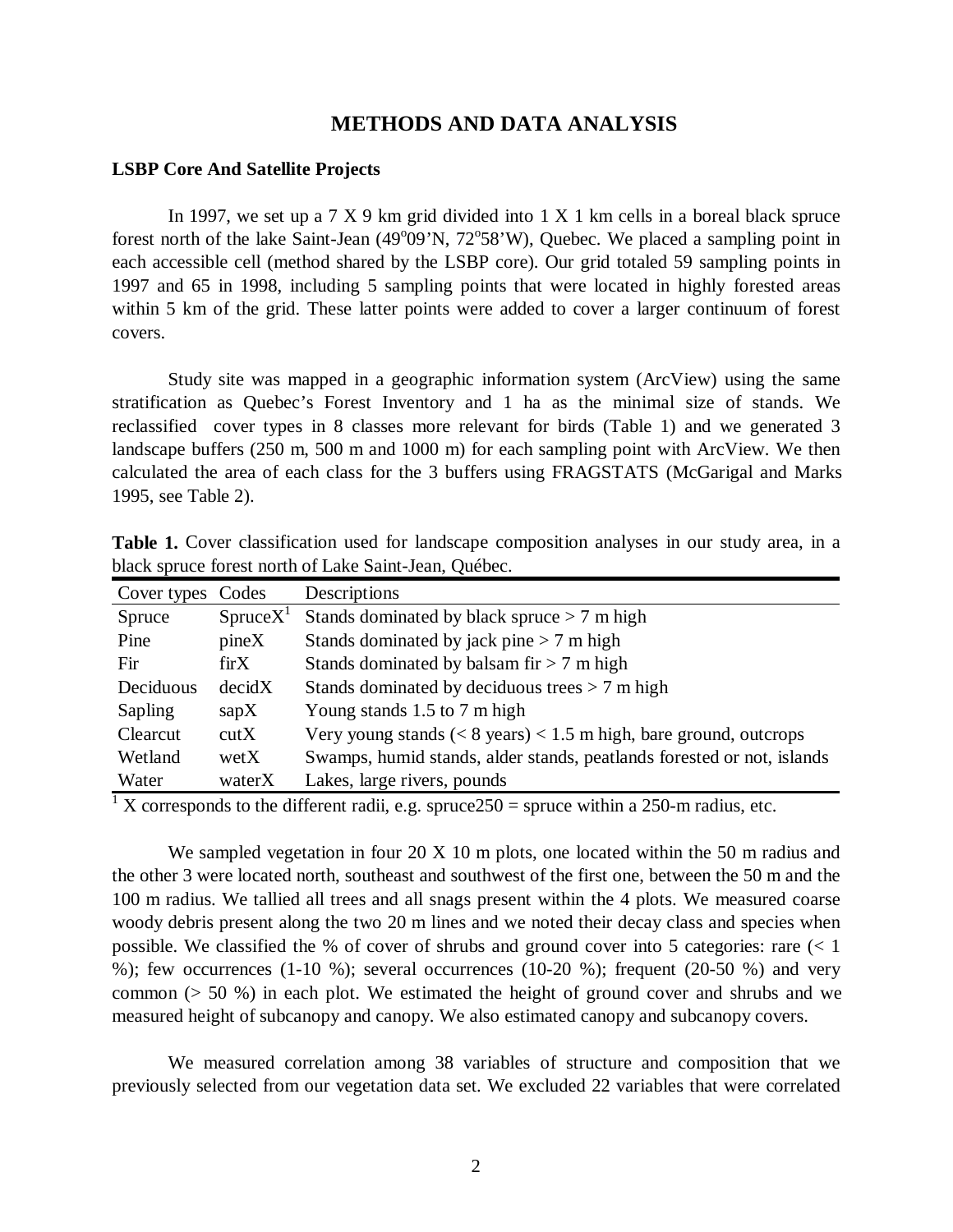# METHODS AND DATA ANALYSIS

## LSBP Core And Satellite Projects

In 1997, we set up a 7 X 9 km grid divided into 1 X 1 km cells in a boreal black spruce forest north of the lake Saint-Jean (49°09'N, 72°58'W), Quebec. We placed a sampling point in each accessible cell (method shared by the LSBP core). Our grid totaled 59 sampling points in 1997 and 65 in 1998, including 5 sampling points that were located in highly forested areas within 5 km of the grid. These latter points were added to cover a larger continuum of forest covers.

Study site was mapped in a geographic information system (ArcView) using the same stratification as Quebec's Forest Inventory and 1 ha as the minimal size of stands. We reclassified cover types in 8 classes more relevant for birds (Table 1) and we generated 3 landscape buffers (250 m, 500 m and 1000 m) for each sampling point with ArcView. We then calculated the area of each class for the 3 buffers using FRAGSTATS (McGarigal and Marks 1995, see Table 2).

**Table 1.** Cover classification used for landscape composition analyses in our study area, in a black spruce forest north of Lake Saint-Jean, Québec.

| Cover types | Codes | Descriptions |
|---|---|---|
| Spruce | SpruceX[1] | Stands dominated by black spruce > 7 m high |
| Pine | pineX | Stands dominated by jack pine > 7 m high |
| Fir | firX | Stands dominated by balsam fir > 7 m high |
| Deciduous | decidX | Stands dominated by deciduous trees > 7 m high |
| Sapling | sapX | Young stands 1.5 to 7 m high |
| Clearcut | cutX | Very young stands (< 8 years) < 1.5 m high, bare ground, outcrops |
| Wetland | wetX | Swamps, humid stands, alder stands, peatlands forested or not, islands |
| Water | waterX | Lakes, large rivers, pounds |

[1] X corresponds to the different radii, e.g. spruce250 = spruce within a 250-m radius, etc.

We sampled vegetation in four 20 X 10 m plots, one located within the 50 m radius and the other 3 were located north, southeast and southwest of the first one, between the 50 m and the 100 m radius. We tallied all trees and all snags present within the 4 plots. We measured coarse woody debris present along the two 20 m lines and we noted their decay class and species when possible. We classified the % of cover of shrubs and ground cover into 5 categories: rare (< 1 %); few occurrences (1-10 %); several occurrences (10-20 %); frequent (20-50 %) and very common (> 50 %) in each plot. We estimated the height of ground cover and shrubs and we measured height of subcanopy and canopy. We also estimated canopy and subcanopy covers.

We measured correlation among 38 variables of structure and composition that we previously selected from our vegetation data set. We excluded 22 variables that were correlated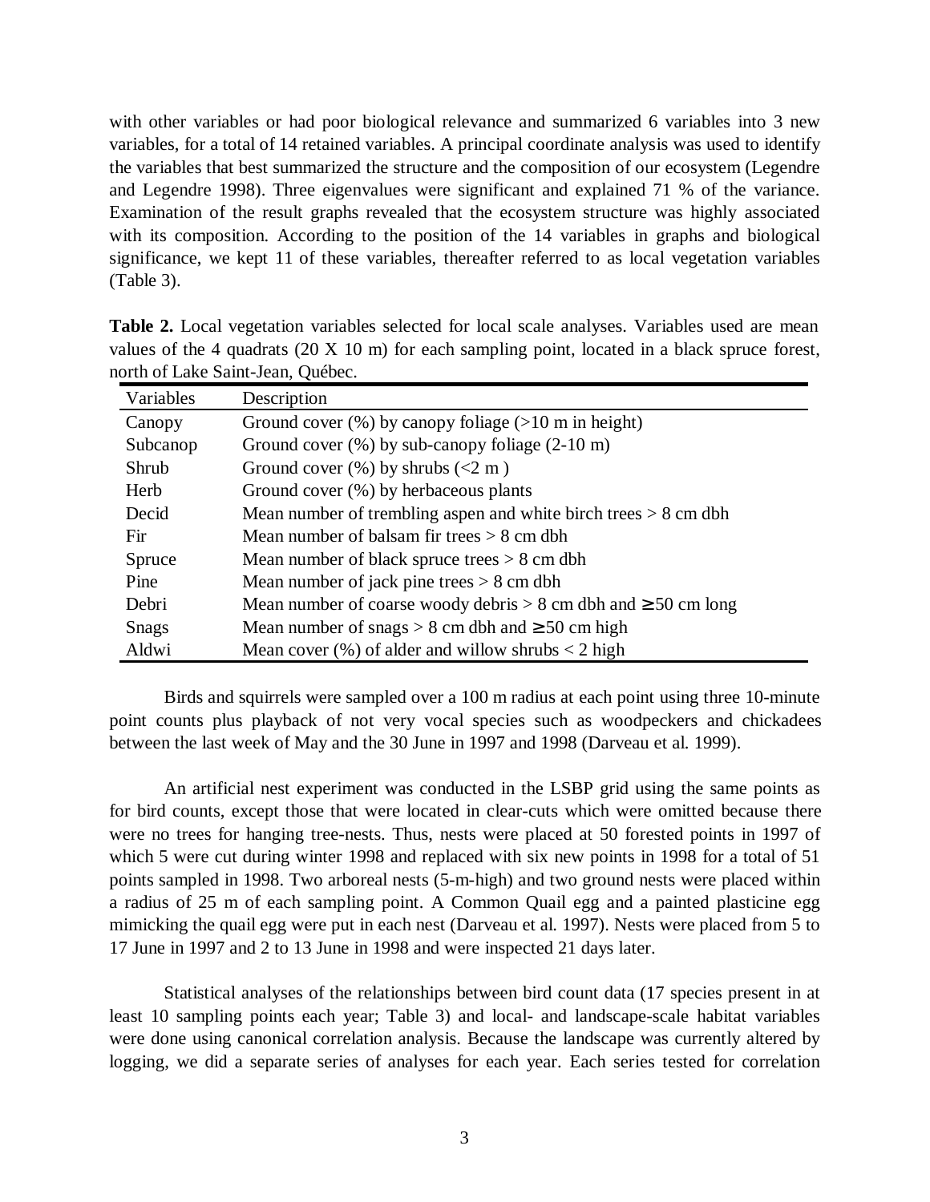with other variables or had poor biological relevance and summarized 6 variables into 3 new variables, for a total of 14 retained variables. A principal coordinate analysis was used to identify the variables that best summarized the structure and the composition of our ecosystem (Legendre and Legendre 1998). Three eigenvalues were significant and explained 71 % of the variance. Examination of the result graphs revealed that the ecosystem structure was highly associated with its composition. According to the position of the 14 variables in graphs and biological significance, we kept 11 of these variables, thereafter referred to as local vegetation variables (Table 3).

**Table 2.** Local vegetation variables selected for local scale analyses. Variables used are mean values of the 4 quadrats (20 X 10 m) for each sampling point, located in a black spruce forest, north of Lake Saint-Jean, Québec.

| Variables | Description |
|---|---|
| Canopy | Ground cover (%) by canopy foliage (>10 m in height) |
| Subcanop | Ground cover (%) by sub-canopy foliage (2-10 m) |
| Shrub | Ground cover (%) by shrubs (<2 m ) |
| Herb | Ground cover (%) by herbaceous plants |
| Decid | Mean number of trembling aspen and white birch trees > 8 cm dbh |
| Fir | Mean number of balsam fir trees > 8 cm dbh |
| Spruce | Mean number of black spruce trees > 8 cm dbh |
| Pine | Mean number of jack pine trees > 8 cm dbh |
| Debri | Mean number of coarse woody debris > 8 cm dbh and ≥ 50 cm long |
| Snags | Mean number of snags > 8 cm dbh and ≥ 50 cm high |
| Aldwi | Mean cover (%) of alder and willow shrubs < 2 high |

Birds and squirrels were sampled over a 100 m radius at each point using three 10-minute point counts plus playback of not very vocal species such as woodpeckers and chickadees between the last week of May and the 30 June in 1997 and 1998 (Darveau et al. 1999).

An artificial nest experiment was conducted in the LSBP grid using the same points as for bird counts, except those that were located in clear-cuts which were omitted because there were no trees for hanging tree-nests. Thus, nests were placed at 50 forested points in 1997 of which 5 were cut during winter 1998 and replaced with six new points in 1998 for a total of 51 points sampled in 1998. Two arboreal nests (5-m-high) and two ground nests were placed within a radius of 25 m of each sampling point. A Common Quail egg and a painted plasticine egg mimicking the quail egg were put in each nest (Darveau et al. 1997). Nests were placed from 5 to 17 June in 1997 and 2 to 13 June in 1998 and were inspected 21 days later.

Statistical analyses of the relationships between bird count data (17 species present in at least 10 sampling points each year; Table 3) and local- and landscape-scale habitat variables were done using canonical correlation analysis. Because the landscape was currently altered by logging, we did a separate series of analyses for each year. Each series tested for correlation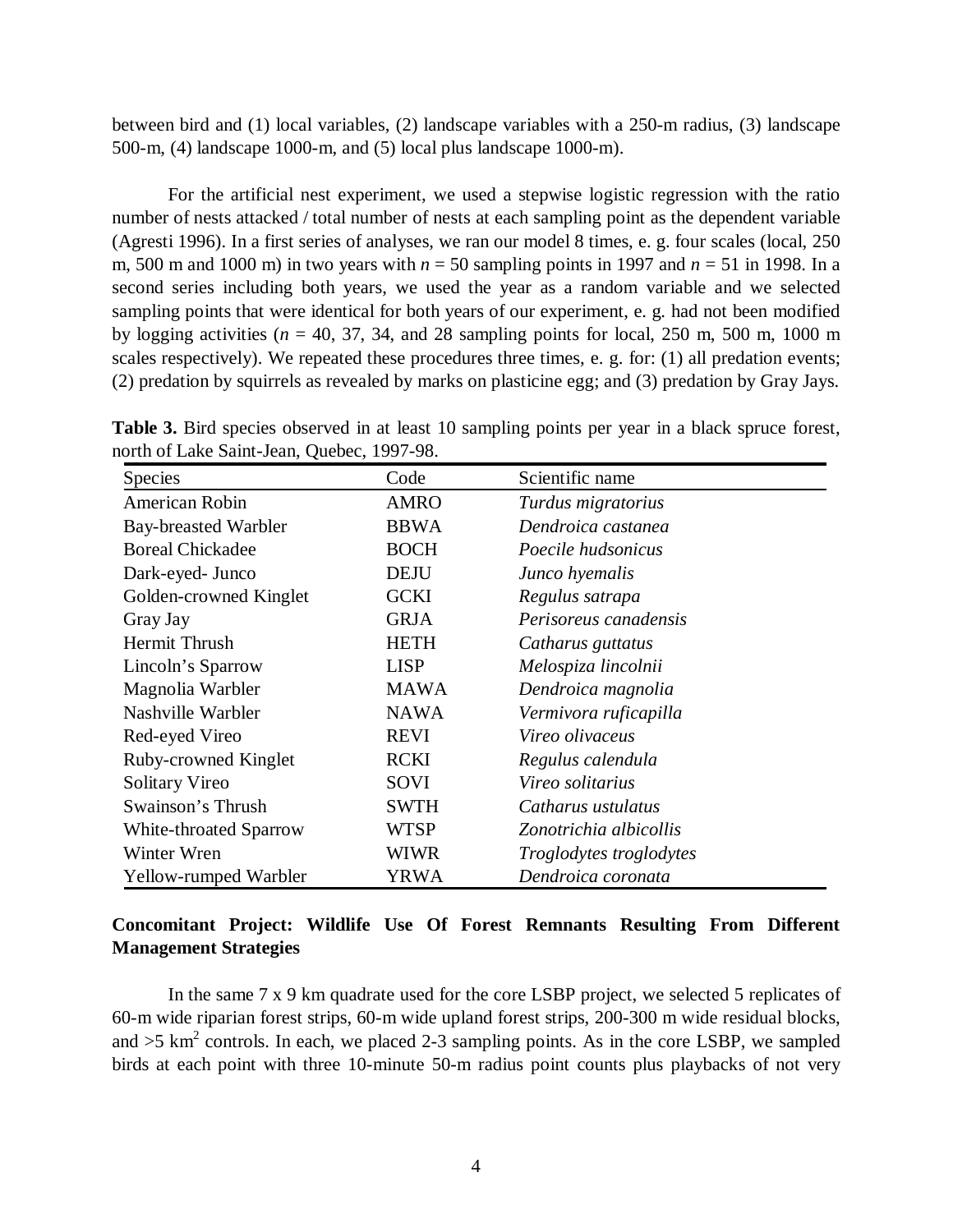between bird and (1) local variables, (2) landscape variables with a 250-m radius, (3) landscape 500-m, (4) landscape 1000-m, and (5) local plus landscape 1000-m).

For the artificial nest experiment, we used a stepwise logistic regression with the ratio number of nests attacked / total number of nests at each sampling point as the dependent variable (Agresti 1996). In a first series of analyses, we ran our model 8 times, e. g. four scales (local, 250 m, 500 m and 1000 m) in two years with $n$ = 50 sampling points in 1997 and $n$ = 51 in 1998. In a second series including both years, we used the year as a random variable and we selected sampling points that were identical for both years of our experiment, e. g. had not been modified by logging activities ($n$ = 40, 37, 34, and 28 sampling points for local, 250 m, 500 m, 1000 m scales respectively). We repeated these procedures three times, e. g. for: (1) all predation events; (2) predation by squirrels as revealed by marks on plasticine egg; and (3) predation by Gray Jays.

**Table 3.** Bird species observed in at least 10 sampling points per year in a black spruce forest, north of Lake Saint-Jean, Quebec, 1997-98.

| Species | Code | Scientific name |
|---|---|---|
| American Robin | AMRO | *Turdus migratorius* |
| Bay-breasted Warbler | BBWA | *Dendroica castanea* |
| Boreal Chickadee | BOCH | *Poecile hudsonicus* |
| Dark-eyed- Junco | DEJU | *Junco hyemalis* |
| Golden-crowned Kinglet | GCKI | *Regulus satrapa* |
| Gray Jay | GRJA | *Perisoreus canadensis* |
| Hermit Thrush | HETH | *Catharus guttatus* |
| Lincoln's Sparrow | LISP | *Melospiza lincolnii* |
| Magnolia Warbler | MAWA | *Dendroica magnolia* |
| Nashville Warbler | NAWA | *Vermivora ruficapilla* |
| Red-eyed Vireo | REVI | *Vireo olivaceus* |
| Ruby-crowned Kinglet | RCKI | *Regulus calendula* |
| Solitary Vireo | SOVI | *Vireo solitarius* |
| Swainson's Thrush | SWTH | *Catharus ustulatus* |
| White-throated Sparrow | WTSP | *Zonotrichia albicollis* |
| Winter Wren | WIWR | *Troglodytes troglodytes* |
| Yellow-rumped Warbler | YRWA | *Dendroica coronata* |

**Concomitant Project: Wildlife Use Of Forest Remnants Resulting From Different Management Strategies**

In the same 7 x 9 km quadrate used for the core LSBP project, we selected 5 replicates of 60-m wide riparian forest strips, 60-m wide upland forest strips, 200-300 m wide residual blocks, and >5 $km^2$ controls. In each, we placed 2-3 sampling points. As in the core LSBP, we sampled birds at each point with three 10-minute 50-m radius point counts plus playbacks of not very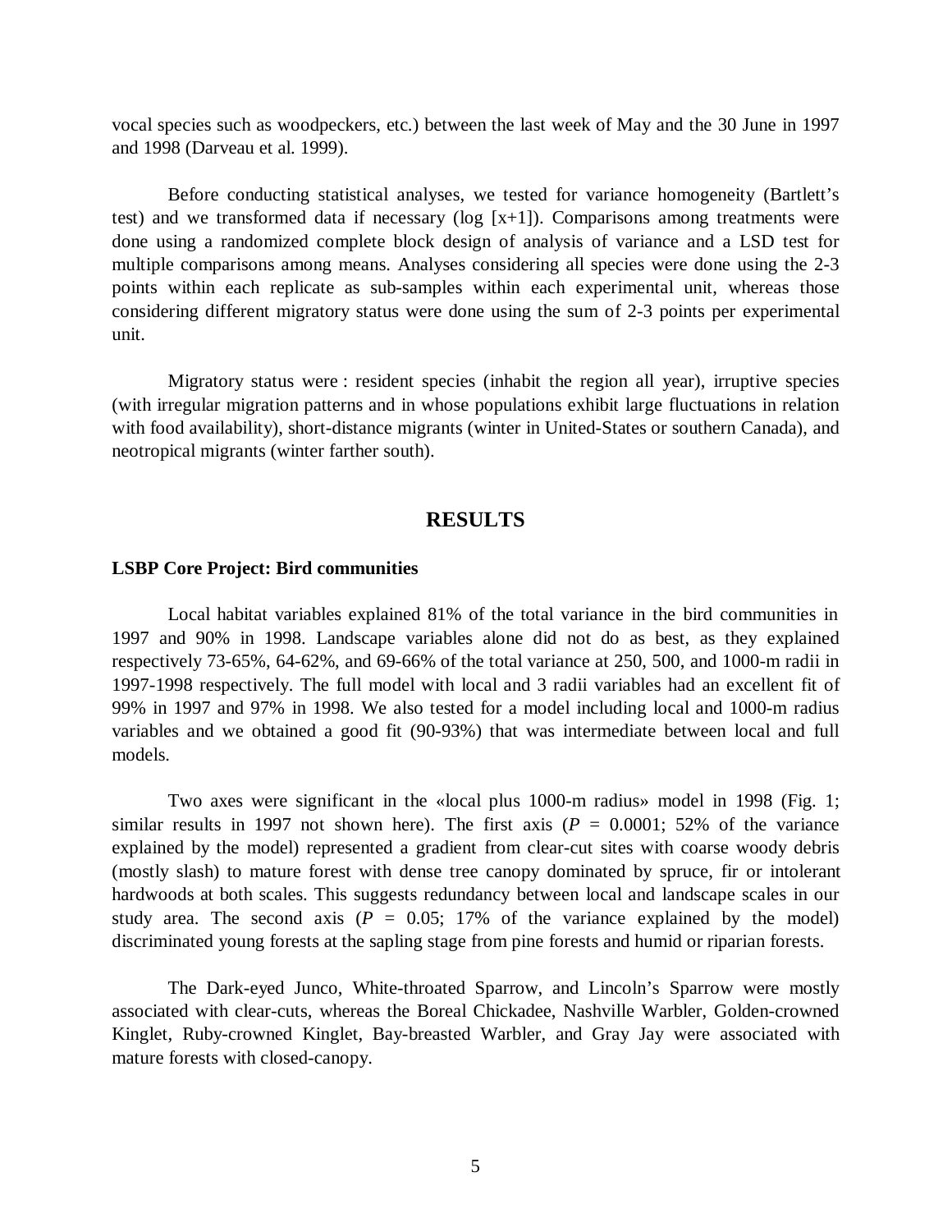vocal species such as woodpeckers, etc.) between the last week of May and the 30 June in 1997 and 1998 (Darveau et al. 1999).

Before conducting statistical analyses, we tested for variance homogeneity (Bartlett's test) and we transformed data if necessary (log [x+1]). Comparisons among treatments were done using a randomized complete block design of analysis of variance and a LSD test for multiple comparisons among means. Analyses considering all species were done using the 2-3 points within each replicate as sub-samples within each experimental unit, whereas those considering different migratory status were done using the sum of 2-3 points per experimental unit.

Migratory status were : resident species (inhabit the region all year), irruptive species (with irregular migration patterns and in whose populations exhibit large fluctuations in relation with food availability), short-distance migrants (winter in United-States or southern Canada), and neotropical migrants (winter farther south).

## RESULTS

### LSBP Core Project: Bird communities

Local habitat variables explained 81% of the total variance in the bird communities in 1997 and 90% in 1998. Landscape variables alone did not do as best, as they explained respectively 73-65%, 64-62%, and 69-66% of the total variance at 250, 500, and 1000-m radii in 1997-1998 respectively. The full model with local and 3 radii variables had an excellent fit of 99% in 1997 and 97% in 1998. We also tested for a model including local and 1000-m radius variables and we obtained a good fit (90-93%) that was intermediate between local and full models.

Two axes were significant in the «local plus 1000-m radius» model in 1998 (Fig. 1; similar results in 1997 not shown here). The first axis ($P$ = 0.0001; 52% of the variance explained by the model) represented a gradient from clear-cut sites with coarse woody debris (mostly slash) to mature forest with dense tree canopy dominated by spruce, fir or intolerant hardwoods at both scales. This suggests redundancy between local and landscape scales in our study area. The second axis ($P$ = 0.05; 17% of the variance explained by the model) discriminated young forests at the sapling stage from pine forests and humid or riparian forests.

The Dark-eyed Junco, White-throated Sparrow, and Lincoln's Sparrow were mostly associated with clear-cuts, whereas the Boreal Chickadee, Nashville Warbler, Golden-crowned Kinglet, Ruby-crowned Kinglet, Bay-breasted Warbler, and Gray Jay were associated with mature forests with closed-canopy.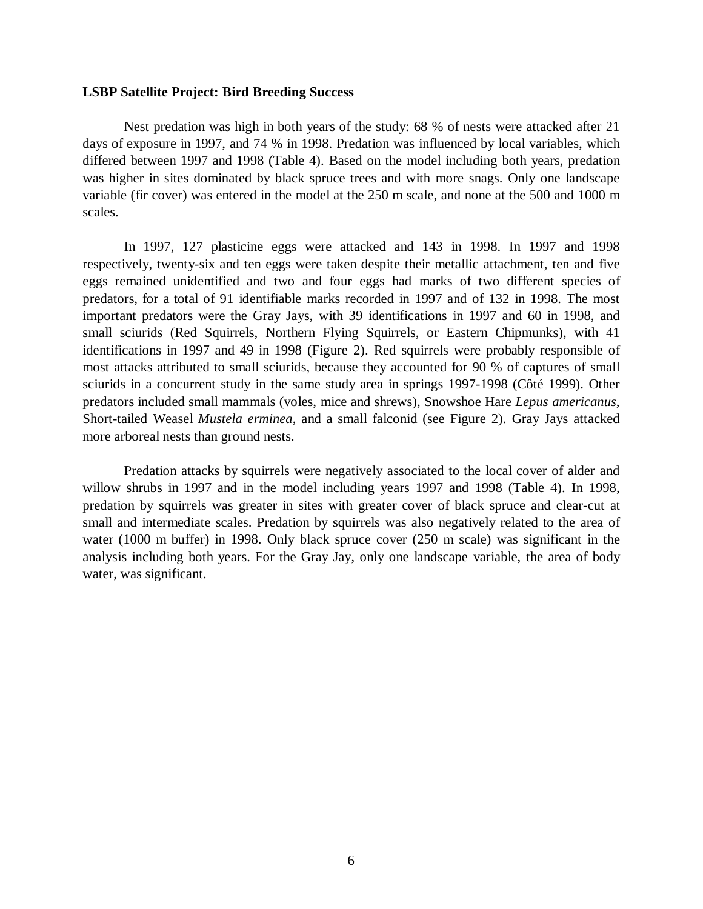**LSBP Satellite Project: Bird Breeding Success**

Nest predation was high in both years of the study: 68 % of nests were attacked after 21 days of exposure in 1997, and 74 % in 1998. Predation was influenced by local variables, which differed between 1997 and 1998 (Table 4). Based on the model including both years, predation was higher in sites dominated by black spruce trees and with more snags. Only one landscape variable (fir cover) was entered in the model at the 250 m scale, and none at the 500 and 1000 m scales.

In 1997, 127 plasticine eggs were attacked and 143 in 1998. In 1997 and 1998 respectively, twenty-six and ten eggs were taken despite their metallic attachment, ten and five eggs remained unidentified and two and four eggs had marks of two different species of predators, for a total of 91 identifiable marks recorded in 1997 and of 132 in 1998. The most important predators were the Gray Jays, with 39 identifications in 1997 and 60 in 1998, and small sciurids (Red Squirrels, Northern Flying Squirrels, or Eastern Chipmunks), with 41 identifications in 1997 and 49 in 1998 (Figure 2). Red squirrels were probably responsible of most attacks attributed to small sciurids, because they accounted for 90 % of captures of small sciurids in a concurrent study in the same study area in springs 1997-1998 (Côté 1999). Other predators included small mammals (voles, mice and shrews), Snowshoe Hare *Lepus americanus*, Short-tailed Weasel *Mustela erminea*, and a small falconid (see Figure 2). Gray Jays attacked more arboreal nests than ground nests.

Predation attacks by squirrels were negatively associated to the local cover of alder and willow shrubs in 1997 and in the model including years 1997 and 1998 (Table 4). In 1998, predation by squirrels was greater in sites with greater cover of black spruce and clear-cut at small and intermediate scales. Predation by squirrels was also negatively related to the area of water (1000 m buffer) in 1998. Only black spruce cover (250 m scale) was significant in the analysis including both years. For the Gray Jay, only one landscape variable, the area of body water, was significant.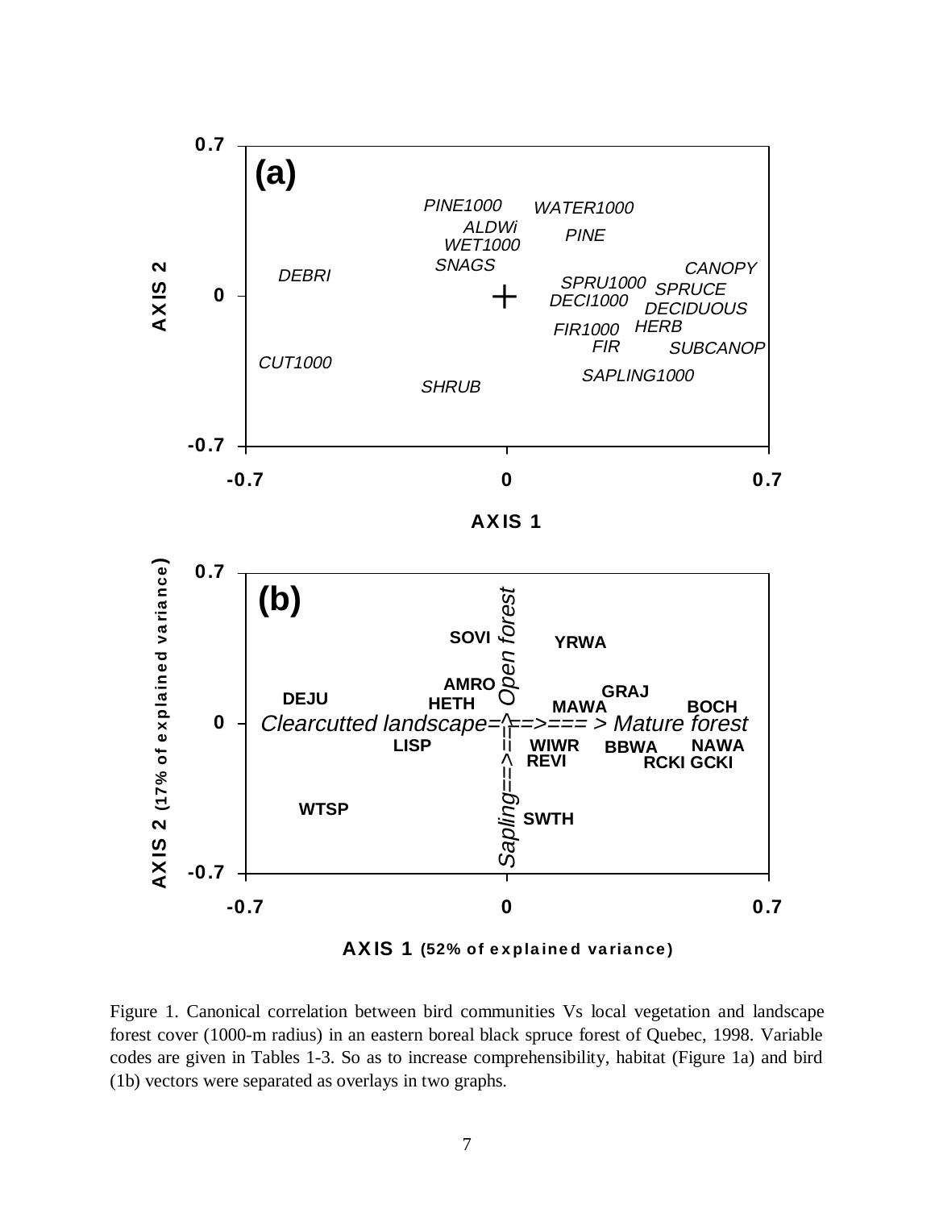Figure 1. Canonical correlation between bird communities Vs local vegetation and landscape forest cover (1000-m radius) in an eastern boreal black spruce forest of Quebec, 1998. Variable codes are given in Tables 1-3. So as to increase comprehensibility, habitat (Figure 1a) and bird (1b) vectors were separated as overlays in two graphs.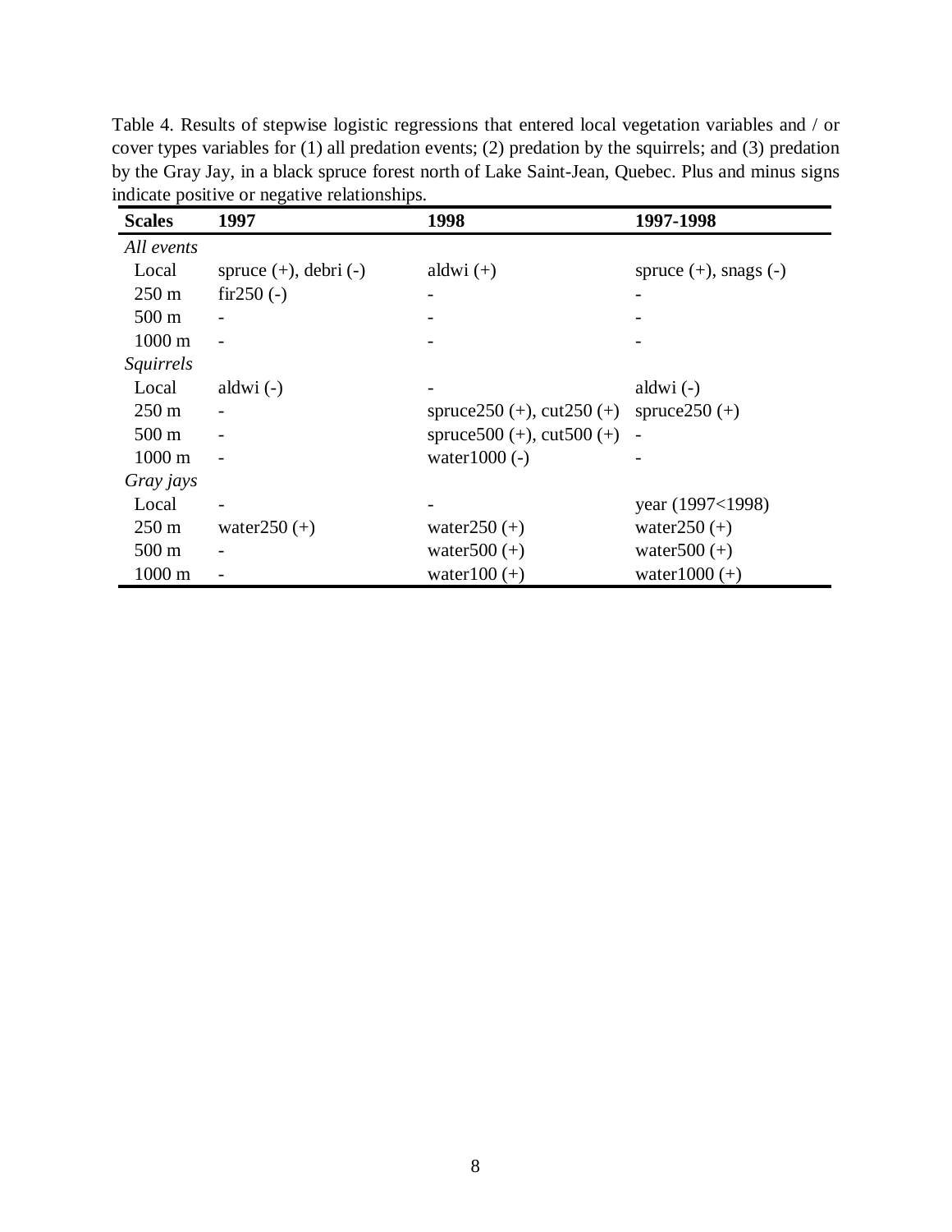Table 4. Results of stepwise logistic regressions that entered local vegetation variables and / or cover types variables for (1) all predation events; (2) predation by the squirrels; and (3) predation by the Gray Jay, in a black spruce forest north of Lake Saint-Jean, Quebec. Plus and minus signs indicate positive or negative relationships.

| Scales | 1997 | 1998 | 1997-1998 |
|---|---|---|---|
| *All events* | | | |
| Local | spruce (+), debri (-) | aldwi (+) | spruce (+), snags (-) |
| 250 m | fir250 (-) | - | - |
| 500 m | - | - | - |
| 1000 m | - | - | - |
| *Squirrels* | | | |
| Local | aldwi (-) | - | aldwi (-) |
| 250 m | - | spruce250 (+), cut250 (+) | spruce250 (+) |
| 500 m | - | spruce500 (+), cut500 (+) | - |
| 1000 m | - | water1000 (-) | - |
| *Gray jays* | | | |
| Local | - | - | year (1997<1998) |
| 250 m | water250 (+) | water250 (+) | water250 (+) |
| 500 m | - | water500 (+) | water500 (+) |
| 1000 m | - | water100 (+) | water1000 (+) |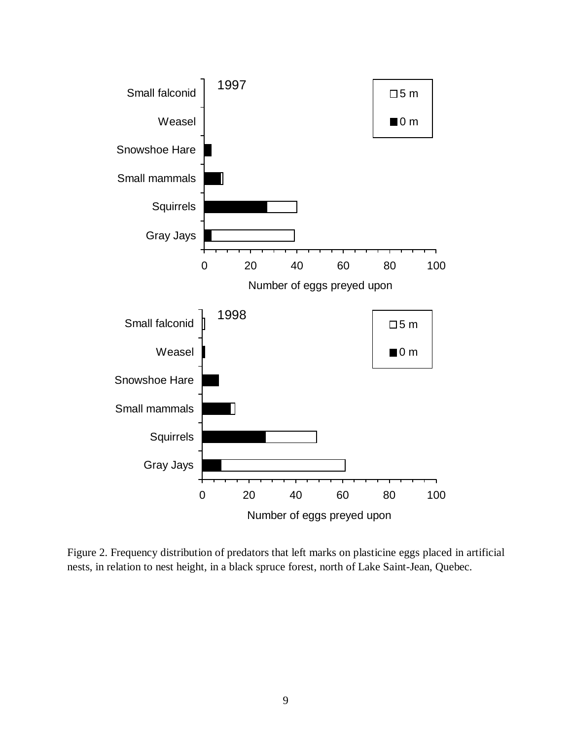Figure 2. Frequency distribution of predators that left marks on plasticine eggs placed in artificial nests, in relation to nest height, in a black spruce forest, north of Lake Saint-Jean, Quebec.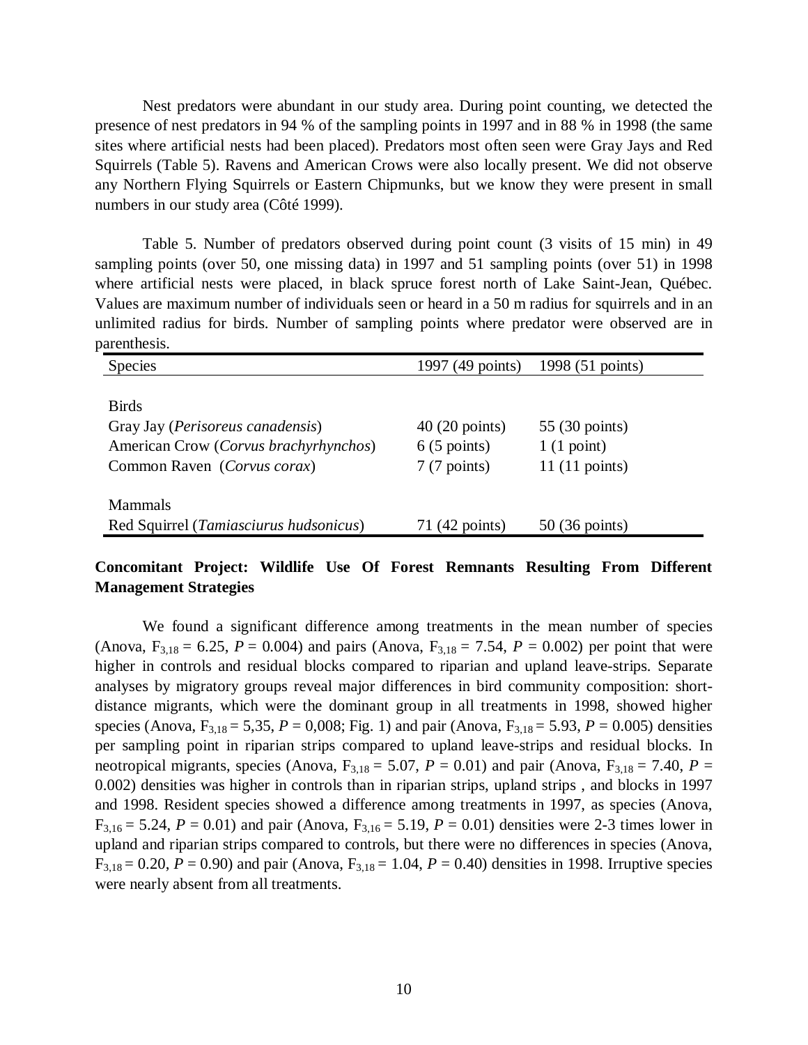Nest predators were abundant in our study area. During point counting, we detected the presence of nest predators in 94 % of the sampling points in 1997 and in 88 % in 1998 (the same sites where artificial nests had been placed). Predators most often seen were Gray Jays and Red Squirrels (Table 5). Ravens and American Crows were also locally present. We did not observe any Northern Flying Squirrels or Eastern Chipmunks, but we know they were present in small numbers in our study area (Côté 1999).

Table 5. Number of predators observed during point count (3 visits of 15 min) in 49 sampling points (over 50, one missing data) in 1997 and 51 sampling points (over 51) in 1998 where artificial nests were placed, in black spruce forest north of Lake Saint-Jean, Québec. Values are maximum number of individuals seen or heard in a 50 m radius for squirrels and in an unlimited radius for birds. Number of sampling points where predator were observed are in parenthesis.

| Species | 1997 (49 points) | 1998 (51 points) |
|---|---|---|
| Birds | | |
| Gray Jay (*Perisoreus canadensis*) | 40 (20 points) | 55 (30 points) |
| American Crow (*Corvus brachyrhynchos*) | 6 (5 points) | 1 (1 point) |
| Common Raven (*Corvus corax*) | 7 (7 points) | 11 (11 points) |
| Mammals | | |
| Red Squirrel (*Tamiasciurus hudsonicus*) | 71 (42 points) | 50 (36 points) |

## Concomitant Project: Wildlife Use Of Forest Remnants Resulting From Different Management Strategies

We found a significant difference among treatments in the mean number of species (Anova, $F_{3,18} = 6.25$, $P = 0.004$) and pairs (Anova, $F_{3,18} = 7.54$, $P = 0.002$) per point that were higher in controls and residual blocks compared to riparian and upland leave-strips. Separate analyses by migratory groups reveal major differences in bird community composition: short-distance migrants, which were the dominant group in all treatments in 1998, showed higher species (Anova, $F_{3,18} = 5{,}35$, $P = 0{,}008$; Fig. 1) and pair (Anova, $F_{3,18} = 5.93$, $P = 0.005$) densities per sampling point in riparian strips compared to upland leave-strips and residual blocks. In neotropical migrants, species (Anova, $F_{3,18} = 5.07$, $P = 0.01$) and pair (Anova, $F_{3,18} = 7.40$, $P = 0.002$) densities was higher in controls than in riparian strips, upland strips , and blocks in 1997 and 1998. Resident species showed a difference among treatments in 1997, as species (Anova, $F_{3,16} = 5.24$, $P = 0.01$) and pair (Anova, $F_{3,16} = 5.19$, $P = 0.01$) densities were 2-3 times lower in upland and riparian strips compared to controls, but there were no differences in species (Anova, $F_{3,18} = 0.20$, $P = 0.90$) and pair (Anova, $F_{3,18} = 1.04$, $P = 0.40$) densities in 1998. Irruptive species were nearly absent from all treatments.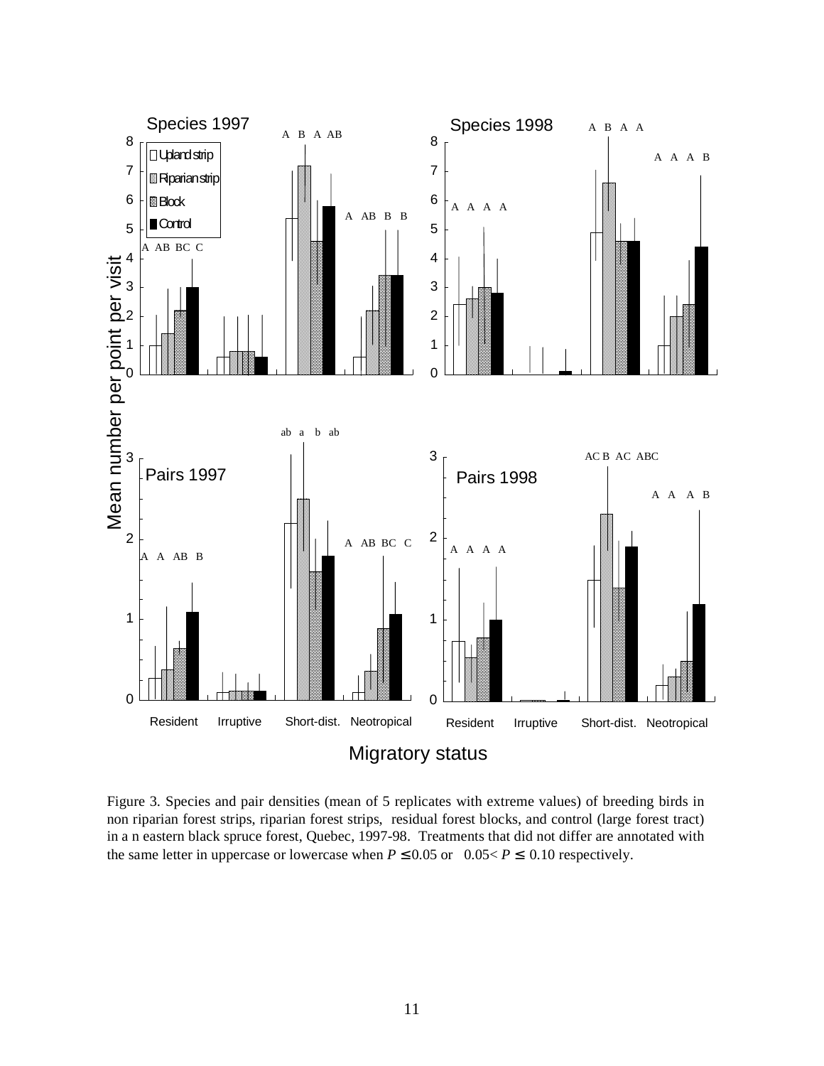Figure 3. Species and pair densities (mean of 5 replicates with extreme values) of breeding birds in non riparian forest strips, riparian forest strips, residual forest blocks, and control (large forest tract) in a n eastern black spruce forest, Quebec, 1997-98. Treatments that did not differ are annotated with the same letter in uppercase or lowercase when $P \leq 0.05$ or $0.05 < P \leq 0.10$ respectively.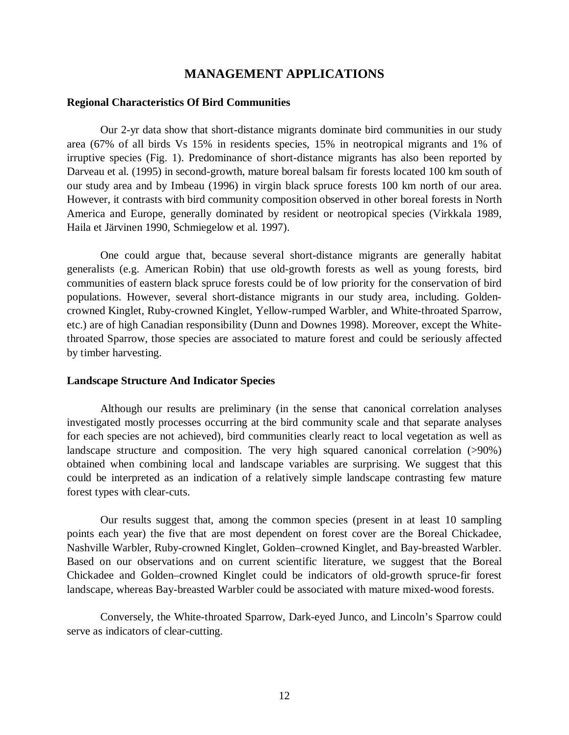# MANAGEMENT APPLICATIONS

### Regional Characteristics Of Bird Communities

Our 2-yr data show that short-distance migrants dominate bird communities in our study area (67% of all birds Vs 15% in residents species, 15% in neotropical migrants and 1% of irruptive species (Fig. 1). Predominance of short-distance migrants has also been reported by Darveau et al. (1995) in second-growth, mature boreal balsam fir forests located 100 km south of our study area and by Imbeau (1996) in virgin black spruce forests 100 km north of our area. However, it contrasts with bird community composition observed in other boreal forests in North America and Europe, generally dominated by resident or neotropical species (Virkkala 1989, Haila et Järvinen 1990, Schmiegelow et al. 1997).

One could argue that, because several short-distance migrants are generally habitat generalists (e.g. American Robin) that use old-growth forests as well as young forests, bird communities of eastern black spruce forests could be of low priority for the conservation of bird populations. However, several short-distance migrants in our study area, including. Golden-crowned Kinglet, Ruby-crowned Kinglet, Yellow-rumped Warbler, and White-throated Sparrow, etc.) are of high Canadian responsibility (Dunn and Downes 1998). Moreover, except the White-throated Sparrow, those species are associated to mature forest and could be seriously affected by timber harvesting.

### Landscape Structure And Indicator Species

Although our results are preliminary (in the sense that canonical correlation analyses investigated mostly processes occurring at the bird community scale and that separate analyses for each species are not achieved), bird communities clearly react to local vegetation as well as landscape structure and composition. The very high squared canonical correlation (>90%) obtained when combining local and landscape variables are surprising. We suggest that this could be interpreted as an indication of a relatively simple landscape contrasting few mature forest types with clear-cuts.

Our results suggest that, among the common species (present in at least 10 sampling points each year) the five that are most dependent on forest cover are the Boreal Chickadee, Nashville Warbler, Ruby-crowned Kinglet, Golden–crowned Kinglet, and Bay-breasted Warbler. Based on our observations and on current scientific literature, we suggest that the Boreal Chickadee and Golden–crowned Kinglet could be indicators of old-growth spruce-fir forest landscape, whereas Bay-breasted Warbler could be associated with mature mixed-wood forests.

Conversely, the White-throated Sparrow, Dark-eyed Junco, and Lincoln's Sparrow could serve as indicators of clear-cutting.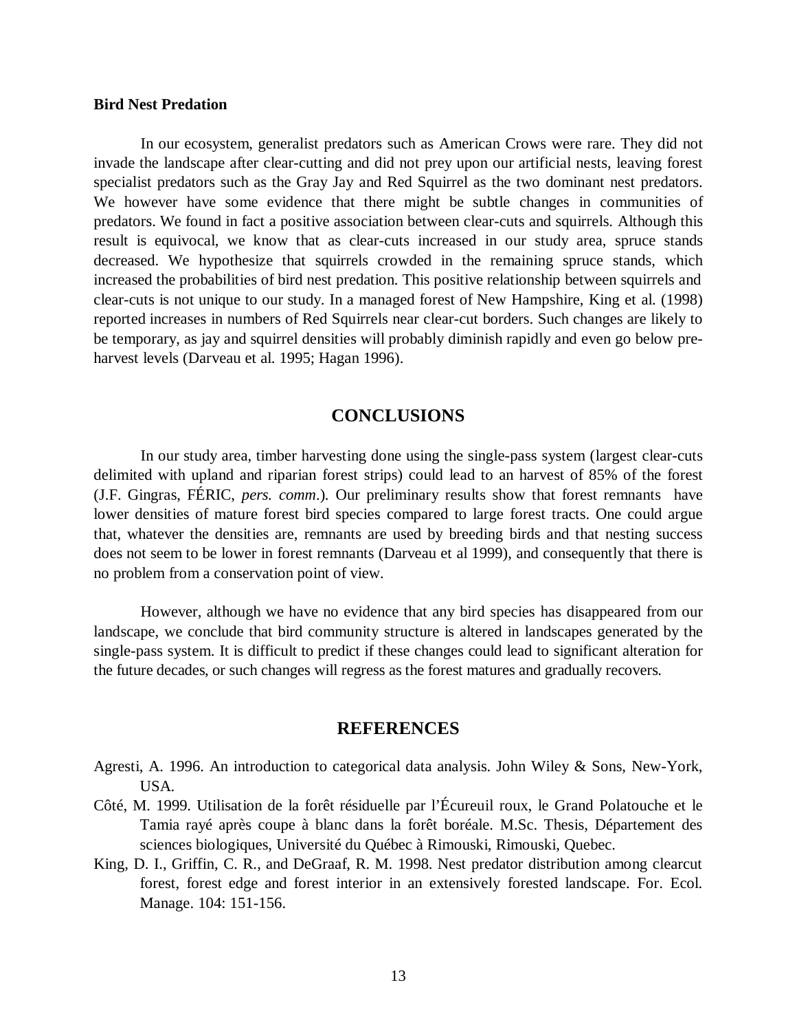**Bird Nest Predation**

In our ecosystem, generalist predators such as American Crows were rare. They did not invade the landscape after clear-cutting and did not prey upon our artificial nests, leaving forest specialist predators such as the Gray Jay and Red Squirrel as the two dominant nest predators. We however have some evidence that there might be subtle changes in communities of predators. We found in fact a positive association between clear-cuts and squirrels. Although this result is equivocal, we know that as clear-cuts increased in our study area, spruce stands decreased. We hypothesize that squirrels crowded in the remaining spruce stands, which increased the probabilities of bird nest predation. This positive relationship between squirrels and clear-cuts is not unique to our study. In a managed forest of New Hampshire, King et al. (1998) reported increases in numbers of Red Squirrels near clear-cut borders. Such changes are likely to be temporary, as jay and squirrel densities will probably diminish rapidly and even go below pre-harvest levels (Darveau et al. 1995; Hagan 1996).

## CONCLUSIONS

In our study area, timber harvesting done using the single-pass system (largest clear-cuts delimited with upland and riparian forest strips) could lead to an harvest of 85% of the forest (J.F. Gingras, FÉRIC, *pers. comm*.). Our preliminary results show that forest remnants have lower densities of mature forest bird species compared to large forest tracts. One could argue that, whatever the densities are, remnants are used by breeding birds and that nesting success does not seem to be lower in forest remnants (Darveau et al 1999), and consequently that there is no problem from a conservation point of view.

However, although we have no evidence that any bird species has disappeared from our landscape, we conclude that bird community structure is altered in landscapes generated by the single-pass system. It is difficult to predict if these changes could lead to significant alteration for the future decades, or such changes will regress as the forest matures and gradually recovers.

## REFERENCES

Agresti, A. 1996. An introduction to categorical data analysis. John Wiley & Sons, New-York, USA.

Côté, M. 1999. Utilisation de la forêt résiduelle par l'Écureuil roux, le Grand Polatouche et le Tamia rayé après coupe à blanc dans la forêt boréale. M.Sc. Thesis, Département des sciences biologiques, Université du Québec à Rimouski, Rimouski, Quebec.

King, D. I., Griffin, C. R., and DeGraaf, R. M. 1998. Nest predator distribution among clearcut forest, forest edge and forest interior in an extensively forested landscape. For. Ecol. Manage. 104: 151-156.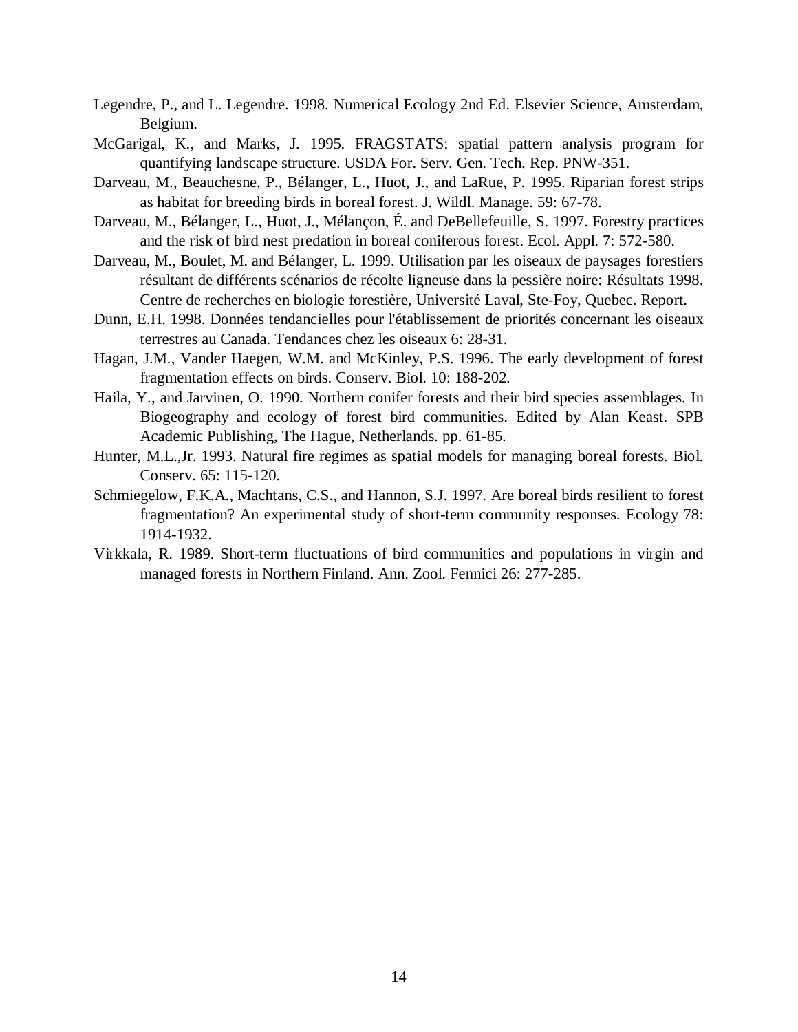Legendre, P., and L. Legendre. 1998. Numerical Ecology 2nd Ed. Elsevier Science, Amsterdam, Belgium.

McGarigal, K., and Marks, J. 1995. FRAGSTATS: spatial pattern analysis program for quantifying landscape structure. USDA For. Serv. Gen. Tech. Rep. PNW-351.

Darveau, M., Beauchesne, P., Bélanger, L., Huot, J., and LaRue, P. 1995. Riparian forest strips as habitat for breeding birds in boreal forest. J. Wildl. Manage. 59: 67-78.

Darveau, M., Bélanger, L., Huot, J., Mélançon, É. and DeBellefeuille, S. 1997. Forestry practices and the risk of bird nest predation in boreal coniferous forest. Ecol. Appl. 7: 572-580.

Darveau, M., Boulet, M. and Bélanger, L. 1999. Utilisation par les oiseaux de paysages forestiers résultant de différents scénarios de récolte ligneuse dans la pessière noire: Résultats 1998. Centre de recherches en biologie forestière, Université Laval, Ste-Foy, Quebec. Report.

Dunn, E.H. 1998. Données tendancielles pour l'établissement de priorités concernant les oiseaux terrestres au Canada. Tendances chez les oiseaux 6: 28-31.

Hagan, J.M., Vander Haegen, W.M. and McKinley, P.S. 1996. The early development of forest fragmentation effects on birds. Conserv. Biol. 10: 188-202.

Haila, Y., and Jarvinen, O. 1990. Northern conifer forests and their bird species assemblages. In Biogeography and ecology of forest bird communities. Edited by Alan Keast. SPB Academic Publishing, The Hague, Netherlands. pp. 61-85.

Hunter, M.L.,Jr. 1993. Natural fire regimes as spatial models for managing boreal forests. Biol. Conserv. 65: 115-120.

Schmiegelow, F.K.A., Machtans, C.S., and Hannon, S.J. 1997. Are boreal birds resilient to forest fragmentation? An experimental study of short-term community responses. Ecology 78: 1914-1932.

Virkkala, R. 1989. Short-term fluctuations of bird communities and populations in virgin and managed forests in Northern Finland. Ann. Zool. Fennici 26: 277-285.